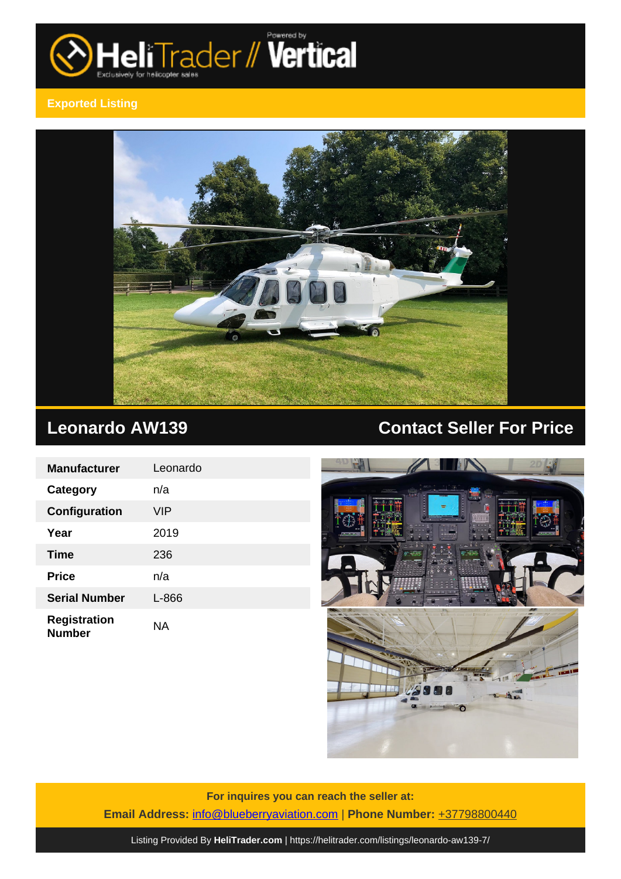Exported Listing

## Leonardo AW139

## Contact Seller For Price

| Manufacturer | Leonardo |
|---|---|
| Category | n/a |
| Configuration | VIP |
| Year | 2019 |
| Time | 236 |
| Price | n/a |
| Serial Number | L-866 |
| Registration Number | NA |

**For inquires you can reach the seller at:**

**Email Address:** info@blueberryaviation.com | **Phone Number:** +37798800440

Listing Provided By **HeliTrader.com** | https://helitrader.com/listings/leonardo-aw139-7/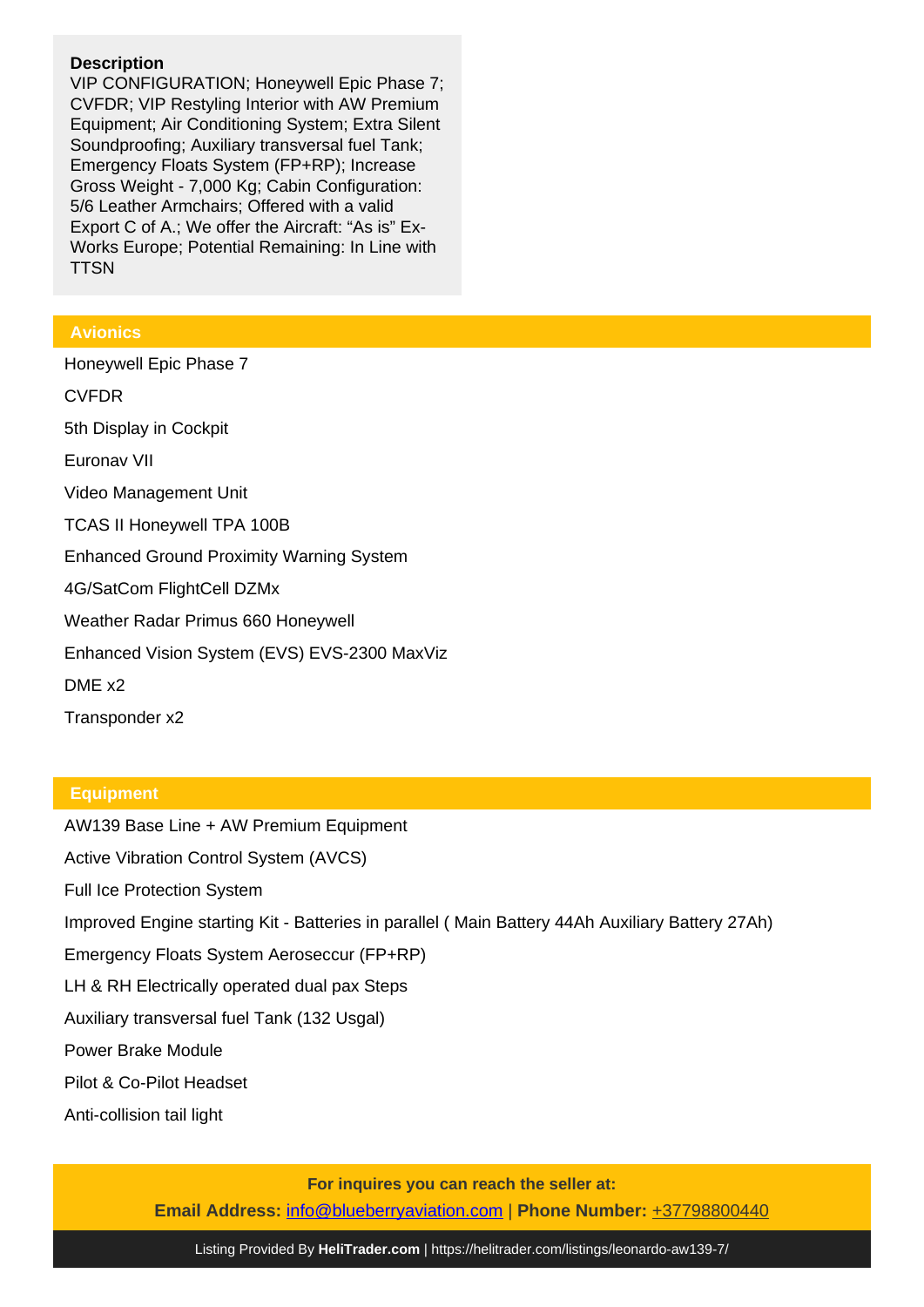**Description**

VIP CONFIGURATION; Honeywell Epic Phase 7; CVFDR; VIP Restyling Interior with AW Premium Equipment; Air Conditioning System; Extra Silent Soundproofing; Auxiliary transversal fuel Tank; Emergency Floats System (FP+RP); Increase Gross Weight - 7,000 Kg; Cabin Configuration: 5/6 Leather Armchairs; Offered with a valid Export C of A.; We offer the Aircraft: "As is" Ex-Works Europe; Potential Remaining: In Line with TTSN

## Avionics

Honeywell Epic Phase 7

CVFDR

5th Display in Cockpit

Euronav VII

Video Management Unit

TCAS II Honeywell TPA 100B

Enhanced Ground Proximity Warning System

4G/SatCom FlightCell DZMx

Weather Radar Primus 660 Honeywell

Enhanced Vision System (EVS) EVS-2300 MaxViz

DME x2

Transponder x2

## Equipment

AW139 Base Line + AW Premium Equipment

Active Vibration Control System (AVCS)

Full Ice Protection System

Improved Engine starting Kit - Batteries in parallel ( Main Battery 44Ah Auxiliary Battery 27Ah)

Emergency Floats System Aeroseccur (FP+RP)

LH & RH Electrically operated dual pax Steps

Auxiliary transversal fuel Tank (132 Usgal)

Power Brake Module

Pilot & Co-Pilot Headset

Anti-collision tail light

**For inquires you can reach the seller at:**

**Email Address:** info@blueberryaviation.com | **Phone Number:** +37798800440

Listing Provided By **HeliTrader.com** | https://helitrader.com/listings/leonardo-aw139-7/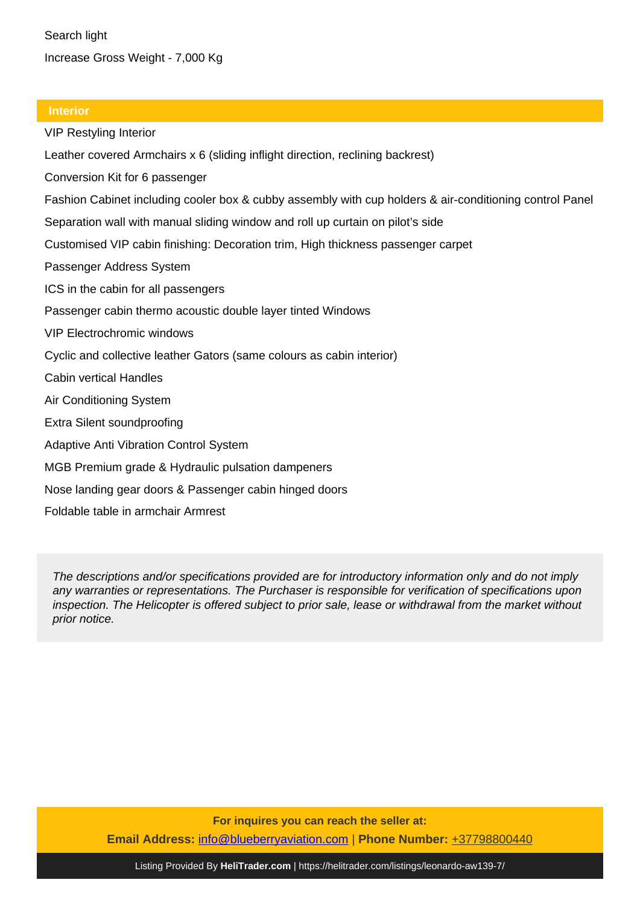Search light

Increase Gross Weight - 7,000 Kg

## Interior

VIP Restyling Interior

Leather covered Armchairs x 6 (sliding inflight direction, reclining backrest)

Conversion Kit for 6 passenger

Fashion Cabinet including cooler box & cubby assembly with cup holders & air-conditioning control Panel

Separation wall with manual sliding window and roll up curtain on pilot's side

Customised VIP cabin finishing: Decoration trim, High thickness passenger carpet

Passenger Address System

ICS in the cabin for all passengers

Passenger cabin thermo acoustic double layer tinted Windows

VIP Electrochromic windows

Cyclic and collective leather Gators (same colours as cabin interior)

Cabin vertical Handles

Air Conditioning System

Extra Silent soundproofing

Adaptive Anti Vibration Control System

MGB Premium grade & Hydraulic pulsation dampeners

Nose landing gear doors & Passenger cabin hinged doors

Foldable table in armchair Armrest

*The descriptions and/or specifications provided are for introductory information only and do not imply any warranties or representations. The Purchaser is responsible for verification of specifications upon inspection. The Helicopter is offered subject to prior sale, lease or withdrawal from the market without prior notice.*

**For inquires you can reach the seller at:**

**Email Address:** info@blueberryaviation.com | **Phone Number:** +37798800440

Listing Provided By **HeliTrader.com** | https://helitrader.com/listings/leonardo-aw139-7/